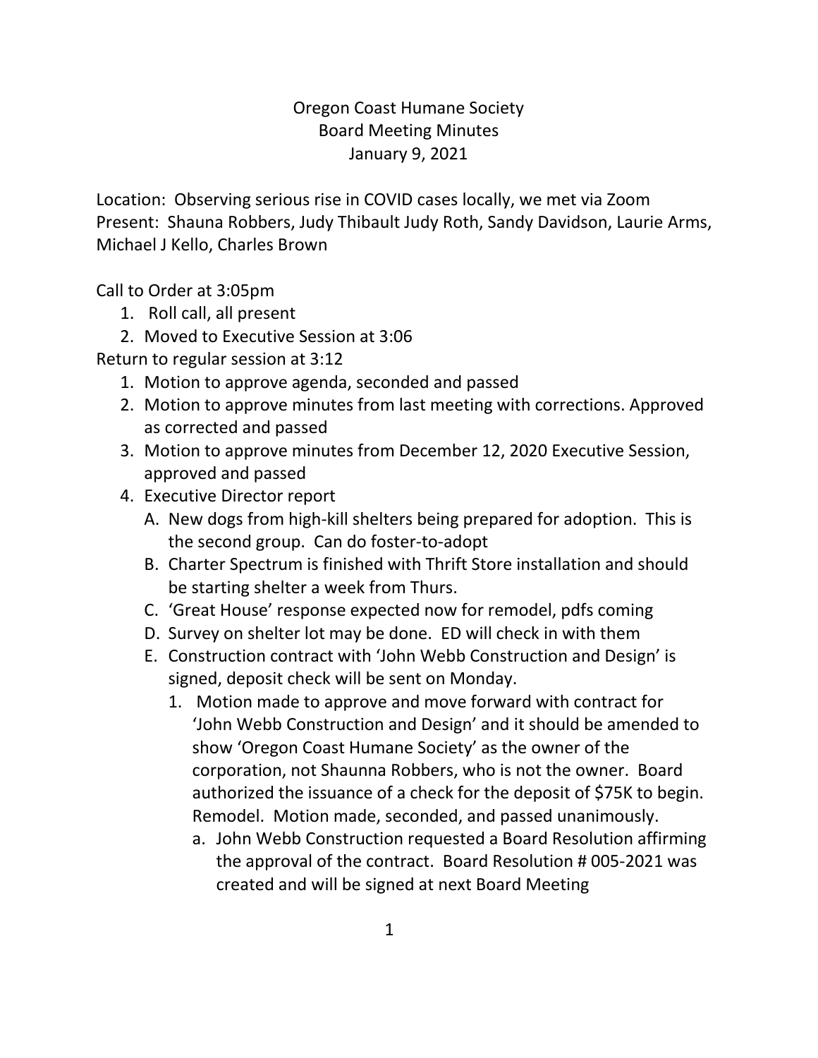# Oregon Coast Humane Society
## Board Meeting Minutes
### January 9, 2021

Location: Observing serious rise in COVID cases locally, we met via Zoom
Present: Shauna Robbers, Judy Thibault Judy Roth, Sandy Davidson, Laurie Arms, Michael J Kello, Charles Brown

Call to Order at 3:05pm

1. Roll call, all present
2. Moved to Executive Session at 3:06

Return to regular session at 3:12

1. Motion to approve agenda, seconded and passed
2. Motion to approve minutes from last meeting with corrections. Approved as corrected and passed
3. Motion to approve minutes from December 12, 2020 Executive Session, approved and passed
4. Executive Director report
   A. New dogs from high-kill shelters being prepared for adoption. This is the second group. Can do foster-to-adopt
   B. Charter Spectrum is finished with Thrift Store installation and should be starting shelter a week from Thurs.
   C. 'Great House' response expected now for remodel, pdfs coming
   D. Survey on shelter lot may be done. ED will check in with them
   E. Construction contract with 'John Webb Construction and Design' is signed, deposit check will be sent on Monday.
      1. Motion made to approve and move forward with contract for 'John Webb Construction and Design' and it should be amended to show 'Oregon Coast Humane Society' as the owner of the corporation, not Shaunna Robbers, who is not the owner. Board authorized the issuance of a check for the deposit of $75K to begin. Remodel. Motion made, seconded, and passed unanimously.
         a. John Webb Construction requested a Board Resolution affirming the approval of the contract. Board Resolution # 005-2021 was created and will be signed at next Board Meeting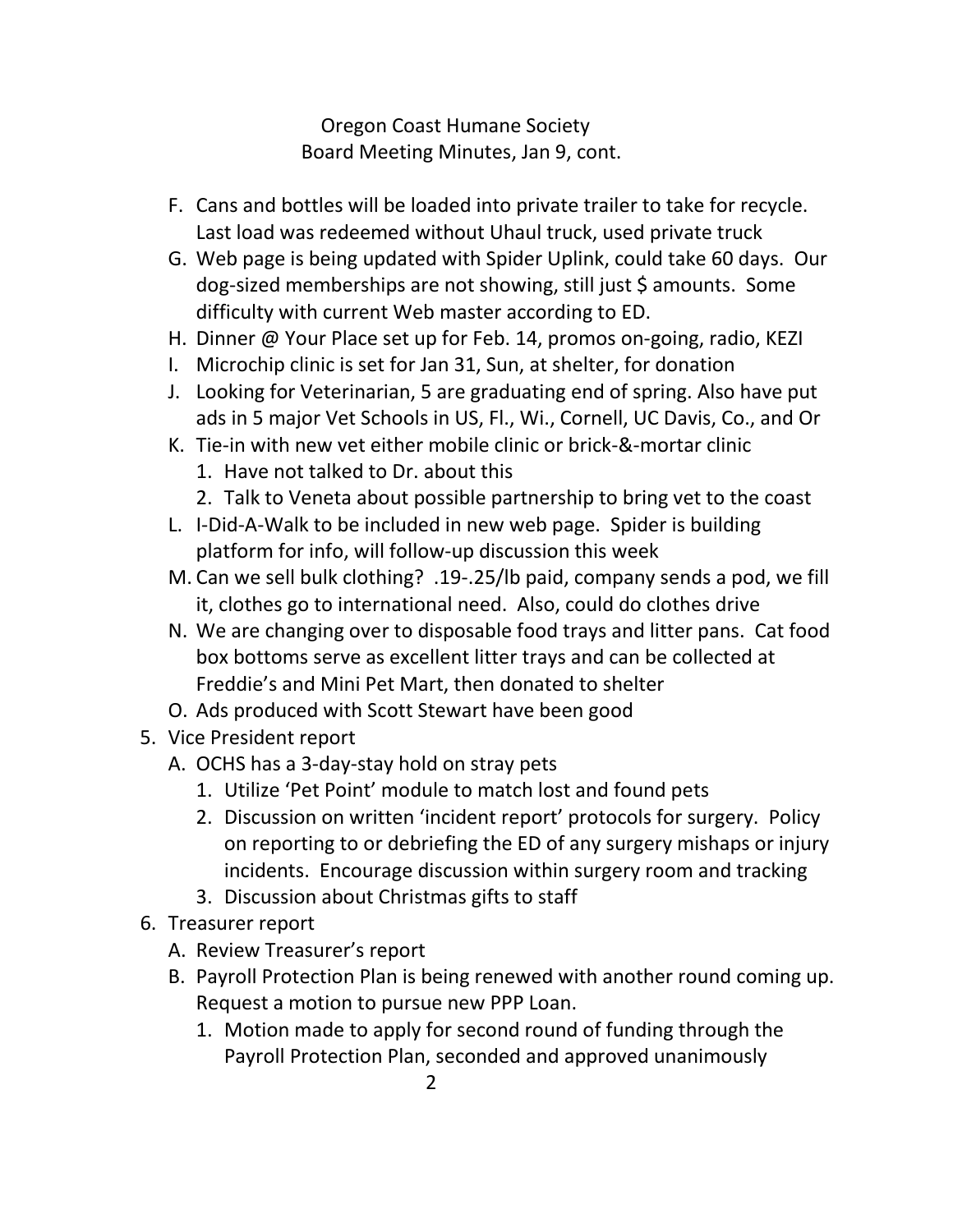Oregon Coast Humane Society
Board Meeting Minutes, Jan 9, cont.

F. Cans and bottles will be loaded into private trailer to take for recycle. Last load was redeemed without Uhaul truck, used private truck
G. Web page is being updated with Spider Uplink, could take 60 days. Our dog-sized memberships are not showing, still just $ amounts. Some difficulty with current Web master according to ED.
H. Dinner @ Your Place set up for Feb. 14, promos on-going, radio, KEZI
I. Microchip clinic is set for Jan 31, Sun, at shelter, for donation
J. Looking for Veterinarian, 5 are graduating end of spring. Also have put ads in 5 major Vet Schools in US, Fl., Wi., Cornell, UC Davis, Co., and Or
K. Tie-in with new vet either mobile clinic or brick-&-mortar clinic
   1. Have not talked to Dr. about this
   2. Talk to Veneta about possible partnership to bring vet to the coast
L. I-Did-A-Walk to be included in new web page. Spider is building platform for info, will follow-up discussion this week
M. Can we sell bulk clothing? .19-.25/lb paid, company sends a pod, we fill it, clothes go to international need. Also, could do clothes drive
N. We are changing over to disposable food trays and litter pans. Cat food box bottoms serve as excellent litter trays and can be collected at Freddie's and Mini Pet Mart, then donated to shelter
O. Ads produced with Scott Stewart have been good

5. Vice President report
   A. OCHS has a 3-day-stay hold on stray pets
      1. Utilize 'Pet Point' module to match lost and found pets
      2. Discussion on written 'incident report' protocols for surgery. Policy on reporting to or debriefing the ED of any surgery mishaps or injury incidents. Encourage discussion within surgery room and tracking
      3. Discussion about Christmas gifts to staff
6. Treasurer report
   A. Review Treasurer's report
   B. Payroll Protection Plan is being renewed with another round coming up. Request a motion to pursue new PPP Loan.
      1. Motion made to apply for second round of funding through the Payroll Protection Plan, seconded and approved unanimously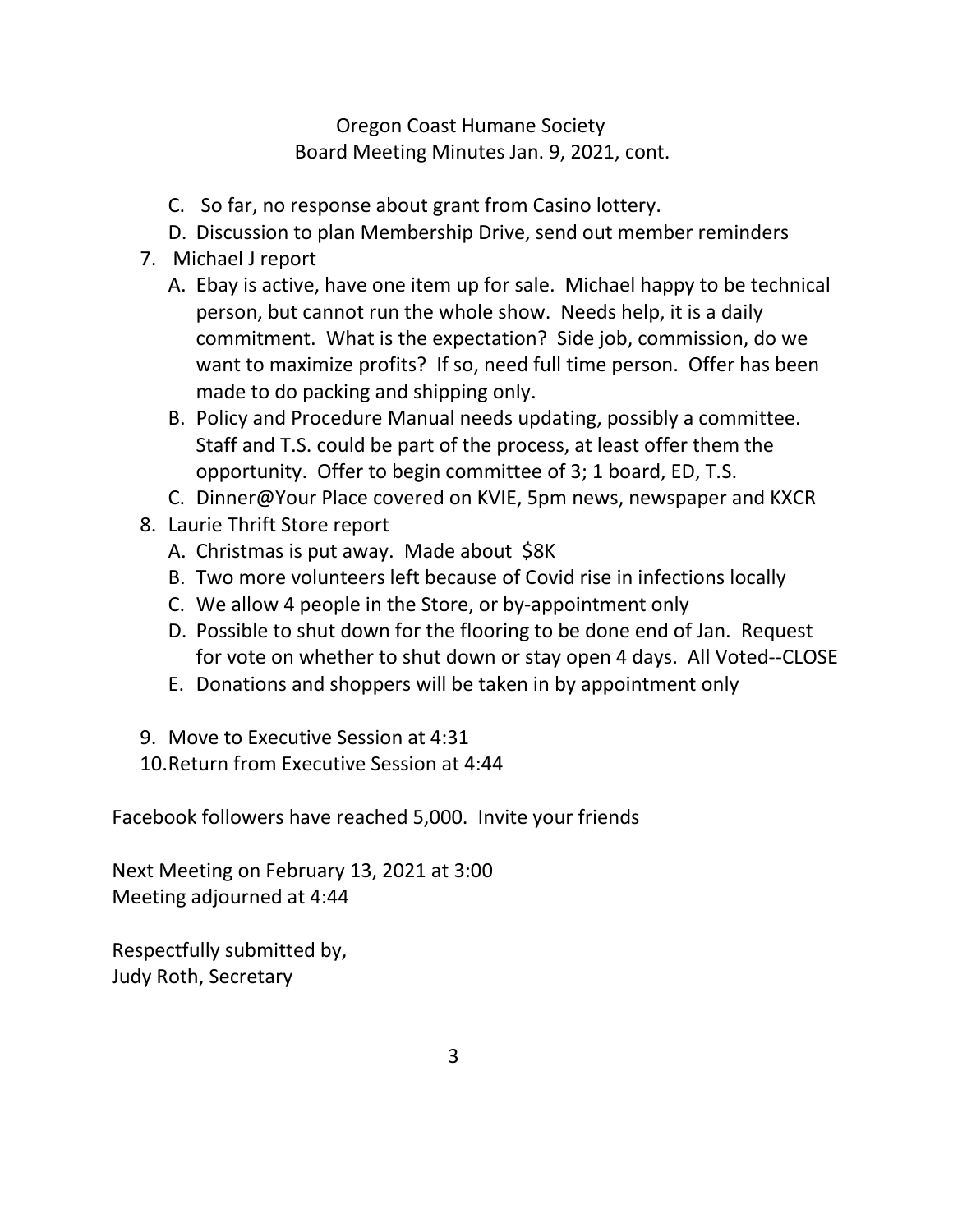Oregon Coast Humane Society
Board Meeting Minutes Jan. 9, 2021, cont.

C. So far, no response about grant from Casino lottery.
D. Discussion to plan Membership Drive, send out member reminders

7. Michael J report
   A. Ebay is active, have one item up for sale. Michael happy to be technical person, but cannot run the whole show. Needs help, it is a daily commitment. What is the expectation? Side job, commission, do we want to maximize profits? If so, need full time person. Offer has been made to do packing and shipping only.
   B. Policy and Procedure Manual needs updating, possibly a committee. Staff and T.S. could be part of the process, at least offer them the opportunity. Offer to begin committee of 3; 1 board, ED, T.S.
   C. Dinner@Your Place covered on KVIE, 5pm news, newspaper and KXCR
8. Laurie Thrift Store report
   A. Christmas is put away. Made about $8K
   B. Two more volunteers left because of Covid rise in infections locally
   C. We allow 4 people in the Store, or by-appointment only
   D. Possible to shut down for the flooring to be done end of Jan. Request for vote on whether to shut down or stay open 4 days. All Voted--CLOSE
   E. Donations and shoppers will be taken in by appointment only

9. Move to Executive Session at 4:31
10. Return from Executive Session at 4:44

Facebook followers have reached 5,000. Invite your friends

Next Meeting on February 13, 2021 at 3:00
Meeting adjourned at 4:44

Respectfully submitted by,
Judy Roth, Secretary